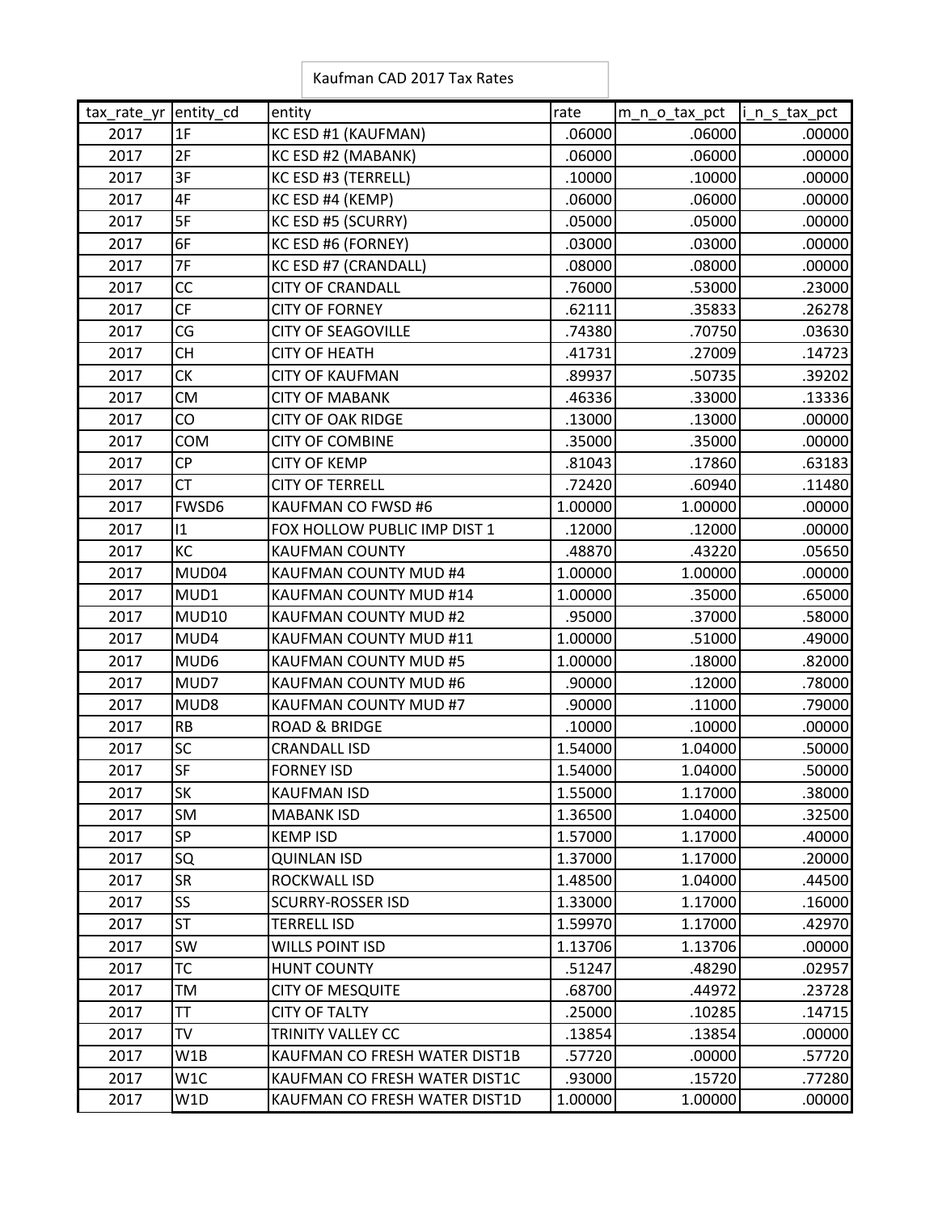Kaufman CAD 2017 Tax Rates

| tax_rate_yr | entity_cd | entity | rate | m_n_o_tax_pct | i_n_s_tax_pct |
|---|---|---|---|---|---|
| 2017 | 1F | KC ESD #1 (KAUFMAN) | .06000 | .06000 | .00000 |
| 2017 | 2F | KC ESD #2 (MABANK) | .06000 | .06000 | .00000 |
| 2017 | 3F | KC ESD #3 (TERRELL) | .10000 | .10000 | .00000 |
| 2017 | 4F | KC ESD #4 (KEMP) | .06000 | .06000 | .00000 |
| 2017 | 5F | KC ESD #5 (SCURRY) | .05000 | .05000 | .00000 |
| 2017 | 6F | KC ESD #6 (FORNEY) | .03000 | .03000 | .00000 |
| 2017 | 7F | KC ESD #7 (CRANDALL) | .08000 | .08000 | .00000 |
| 2017 | CC | CITY OF CRANDALL | .76000 | .53000 | .23000 |
| 2017 | CF | CITY OF FORNEY | .62111 | .35833 | .26278 |
| 2017 | CG | CITY OF SEAGOVILLE | .74380 | .70750 | .03630 |
| 2017 | CH | CITY OF HEATH | .41731 | .27009 | .14723 |
| 2017 | CK | CITY OF KAUFMAN | .89937 | .50735 | .39202 |
| 2017 | CM | CITY OF MABANK | .46336 | .33000 | .13336 |
| 2017 | CO | CITY OF OAK RIDGE | .13000 | .13000 | .00000 |
| 2017 | COM | CITY OF COMBINE | .35000 | .35000 | .00000 |
| 2017 | CP | CITY OF KEMP | .81043 | .17860 | .63183 |
| 2017 | CT | CITY OF TERRELL | .72420 | .60940 | .11480 |
| 2017 | FWSD6 | KAUFMAN CO FWSD #6 | 1.00000 | 1.00000 | .00000 |
| 2017 | I1 | FOX HOLLOW PUBLIC IMP DIST 1 | .12000 | .12000 | .00000 |
| 2017 | KC | KAUFMAN COUNTY | .48870 | .43220 | .05650 |
| 2017 | MUD04 | KAUFMAN COUNTY MUD #4 | 1.00000 | 1.00000 | .00000 |
| 2017 | MUD1 | KAUFMAN COUNTY MUD #14 | 1.00000 | .35000 | .65000 |
| 2017 | MUD10 | KAUFMAN COUNTY MUD #2 | .95000 | .37000 | .58000 |
| 2017 | MUD4 | KAUFMAN COUNTY MUD #11 | 1.00000 | .51000 | .49000 |
| 2017 | MUD6 | KAUFMAN COUNTY MUD #5 | 1.00000 | .18000 | .82000 |
| 2017 | MUD7 | KAUFMAN COUNTY MUD #6 | .90000 | .12000 | .78000 |
| 2017 | MUD8 | KAUFMAN COUNTY MUD #7 | .90000 | .11000 | .79000 |
| 2017 | RB | ROAD & BRIDGE | .10000 | .10000 | .00000 |
| 2017 | SC | CRANDALL ISD | 1.54000 | 1.04000 | .50000 |
| 2017 | SF | FORNEY ISD | 1.54000 | 1.04000 | .50000 |
| 2017 | SK | KAUFMAN ISD | 1.55000 | 1.17000 | .38000 |
| 2017 | SM | MABANK ISD | 1.36500 | 1.04000 | .32500 |
| 2017 | SP | KEMP ISD | 1.57000 | 1.17000 | .40000 |
| 2017 | SQ | QUINLAN ISD | 1.37000 | 1.17000 | .20000 |
| 2017 | SR | ROCKWALL ISD | 1.48500 | 1.04000 | .44500 |
| 2017 | SS | SCURRY-ROSSER ISD | 1.33000 | 1.17000 | .16000 |
| 2017 | ST | TERRELL ISD | 1.59970 | 1.17000 | .42970 |
| 2017 | SW | WILLS POINT ISD | 1.13706 | 1.13706 | .00000 |
| 2017 | TC | HUNT COUNTY | .51247 | .48290 | .02957 |
| 2017 | TM | CITY OF MESQUITE | .68700 | .44972 | .23728 |
| 2017 | TT | CITY OF TALTY | .25000 | .10285 | .14715 |
| 2017 | TV | TRINITY VALLEY CC | .13854 | .13854 | .00000 |
| 2017 | W1B | KAUFMAN CO FRESH WATER DIST1B | .57720 | .00000 | .57720 |
| 2017 | W1C | KAUFMAN CO FRESH WATER DIST1C | .93000 | .15720 | .77280 |
| 2017 | W1D | KAUFMAN CO FRESH WATER DIST1D | 1.00000 | 1.00000 | .00000 |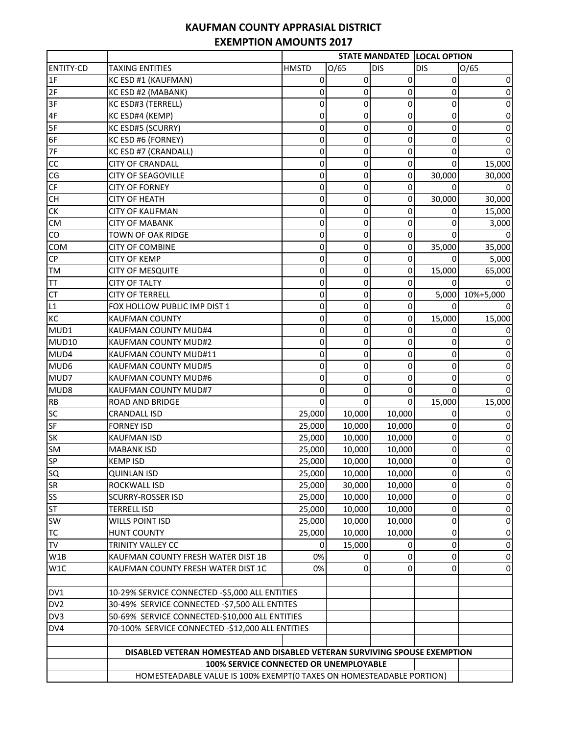# KAUFMAN COUNTY APPRASIAL DISTRICT
## EXEMPTION AMOUNTS 2017

| | | STATE MANDATED | | | LOCAL OPTION | |
|---|---|---|---|---|---|---|
| ENTITY-CD | TAXING ENTITIES | HMSTD | O/65 | DIS | DIS | O/65 |
| 1F | KC ESD #1 (KAUFMAN) | 0 | 0 | 0 | 0 | 0 |
| 2F | KC ESD #2 (MABANK) | 0 | 0 | 0 | 0 | 0 |
| 3F | KC ESD#3 (TERRELL) | 0 | 0 | 0 | 0 | 0 |
| 4F | KC ESD#4 (KEMP) | 0 | 0 | 0 | 0 | 0 |
| 5F | KC ESD#5 (SCURRY) | 0 | 0 | 0 | 0 | 0 |
| 6F | KC ESD #6 (FORNEY) | 0 | 0 | 0 | 0 | 0 |
| 7F | KC ESD #7 (CRANDALL) | 0 | 0 | 0 | 0 | 0 |
| CC | CITY OF CRANDALL | 0 | 0 | 0 | 0 | 15,000 |
| CG | CITY OF SEAGOVILLE | 0 | 0 | 0 | 30,000 | 30,000 |
| CF | CITY OF FORNEY | 0 | 0 | 0 | 0 | 0 |
| CH | CITY OF HEATH | 0 | 0 | 0 | 30,000 | 30,000 |
| CK | CITY OF KAUFMAN | 0 | 0 | 0 | 0 | 15,000 |
| CM | CITY OF MABANK | 0 | 0 | 0 | 0 | 3,000 |
| CO | TOWN OF OAK RIDGE | 0 | 0 | 0 | 0 | 0 |
| COM | CITY OF COMBINE | 0 | 0 | 0 | 35,000 | 35,000 |
| CP | CITY OF KEMP | 0 | 0 | 0 | 0 | 5,000 |
| TM | CITY OF MESQUITE | 0 | 0 | 0 | 15,000 | 65,000 |
| TT | CITY OF TALTY | 0 | 0 | 0 | 0 | 0 |
| CT | CITY OF TERRELL | 0 | 0 | 0 | 5,000 | 10%+5,000 |
| L1 | FOX HOLLOW PUBLIC IMP DIST 1 | 0 | 0 | 0 | 0 | 0 |
| KC | KAUFMAN COUNTY | 0 | 0 | 0 | 15,000 | 15,000 |
| MUD1 | KAUFMAN COUNTY MUD#4 | 0 | 0 | 0 | 0 | 0 |
| MUD10 | KAUFMAN COUNTY MUD#2 | 0 | 0 | 0 | 0 | 0 |
| MUD4 | KAUFMAN COUNTY MUD#11 | 0 | 0 | 0 | 0 | 0 |
| MUD6 | KAUFMAN COUNTY MUD#5 | 0 | 0 | 0 | 0 | 0 |
| MUD7 | KAUFMAN COUNTY MUD#6 | 0 | 0 | 0 | 0 | 0 |
| MUD8 | KAUFMAN COUNTY MUD#7 | 0 | 0 | 0 | 0 | 0 |
| RB | ROAD AND BRIDGE | 0 | 0 | 0 | 15,000 | 15,000 |
| SC | CRANDALL ISD | 25,000 | 10,000 | 10,000 | 0 | 0 |
| SF | FORNEY ISD | 25,000 | 10,000 | 10,000 | 0 | 0 |
| SK | KAUFMAN ISD | 25,000 | 10,000 | 10,000 | 0 | 0 |
| SM | MABANK ISD | 25,000 | 10,000 | 10,000 | 0 | 0 |
| SP | KEMP ISD | 25,000 | 10,000 | 10,000 | 0 | 0 |
| SQ | QUINLAN ISD | 25,000 | 10,000 | 10,000 | 0 | 0 |
| SR | ROCKWALL ISD | 25,000 | 30,000 | 10,000 | 0 | 0 |
| SS | SCURRY-ROSSER ISD | 25,000 | 10,000 | 10,000 | 0 | 0 |
| ST | TERRELL ISD | 25,000 | 10,000 | 10,000 | 0 | 0 |
| SW | WILLS POINT ISD | 25,000 | 10,000 | 10,000 | 0 | 0 |
| TC | HUNT COUNTY | 25,000 | 10,000 | 10,000 | 0 | 0 |
| TV | TRINITY VALLEY CC | 0 | 15,000 | 0 | 0 | 0 |
| W1B | KAUFMAN COUNTY FRESH WATER DIST 1B | 0% | 0 | 0 | 0 | 0 |
| W1C | KAUFMAN COUNTY FRESH WATER DIST 1C | 0% | 0 | 0 | 0 | 0 |
| | | | | | | |
| DV1 | 10-29% SERVICE CONNECTED -$5,000 ALL ENTITIES | | | | | |
| DV2 | 30-49% SERVICE CONNECTED -$7,500 ALL ENTITES | | | | | |
| DV3 | 50-69% SERVICE CONNECTED-$10,000 ALL ENTITIES | | | | | |
| DV4 | 70-100% SERVICE CONNECTED -$12,000 ALL ENTITIES | | | | | |
| | | | | | | |
| | DISABLED VETERAN HOMESTEAD AND DISABLED VETERAN SURVIVING SPOUSE EXEMPTION | | | | | |
| | 100% SERVICE CONNECTED OR UNEMPLOYABLE | | | | | |
| | HOMESTEADABLE VALUE IS 100% EXEMPT(0 TAXES ON HOMESTEADABLE PORTION) | | | | | |